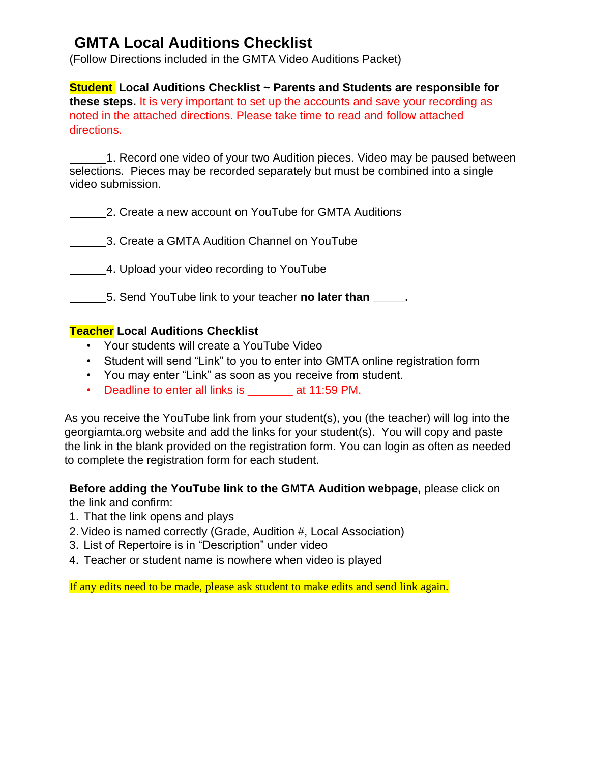# GMTA Local Auditions Checklist

(Follow Directions included in the GMTA Video Auditions Packet)

**Student Local Auditions Checklist ~ Parents and Students are responsible for these steps.** It is very important to set up the accounts and save your recording as noted in the attached directions. Please take time to read and follow attached directions.

______1. Record one video of your two Audition pieces. Video may be paused between selections. Pieces may be recorded separately but must be combined into a single video submission.

______2. Create a new account on YouTube for GMTA Auditions

______3. Create a GMTA Audition Channel on YouTube

______4. Upload your video recording to YouTube

______5. Send YouTube link to your teacher **no later than _____.**

**Teacher Local Auditions Checklist**

- Your students will create a YouTube Video
- Student will send "Link" to you to enter into GMTA online registration form
- You may enter "Link" as soon as you receive from student.
- Deadline to enter all links is _______ at 11:59 PM.

As you receive the YouTube link from your student(s), you (the teacher) will log into the georgiamta.org website and add the links for your student(s). You will copy and paste the link in the blank provided on the registration form. You can login as often as needed to complete the registration form for each student.

**Before adding the YouTube link to the GMTA Audition webpage,** please click on the link and confirm:

1. That the link opens and plays
2. Video is named correctly (Grade, Audition #, Local Association)
3. List of Repertoire is in "Description" under video
4. Teacher or student name is nowhere when video is played

If any edits need to be made, please ask student to make edits and send link again.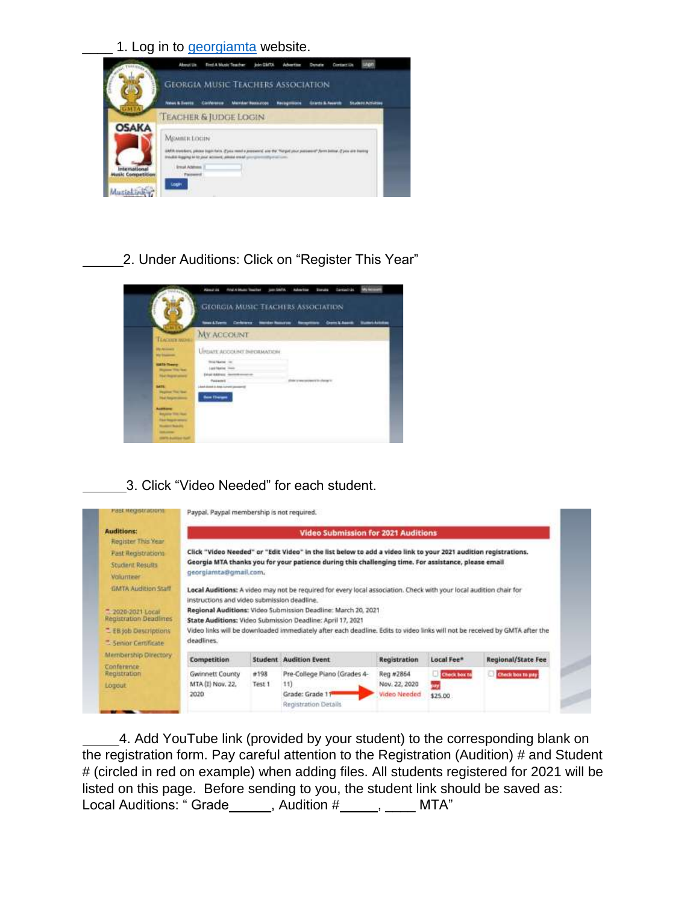____ 1. Log in to [georgiamta](georgiamta) website.

______2. Under Auditions: Click on "Register This Year"

______3. Click "Video Needed" for each student.

_____4. Add YouTube link (provided by your student) to the corresponding blank on the registration form. Pay careful attention to the Registration (Audition) # and Student # (circled in red on example) when adding files. All students registered for 2021 will be listed on this page. Before sending to you, the student link should be saved as: Local Auditions: " Grade______, Audition #_____, ____ MTA"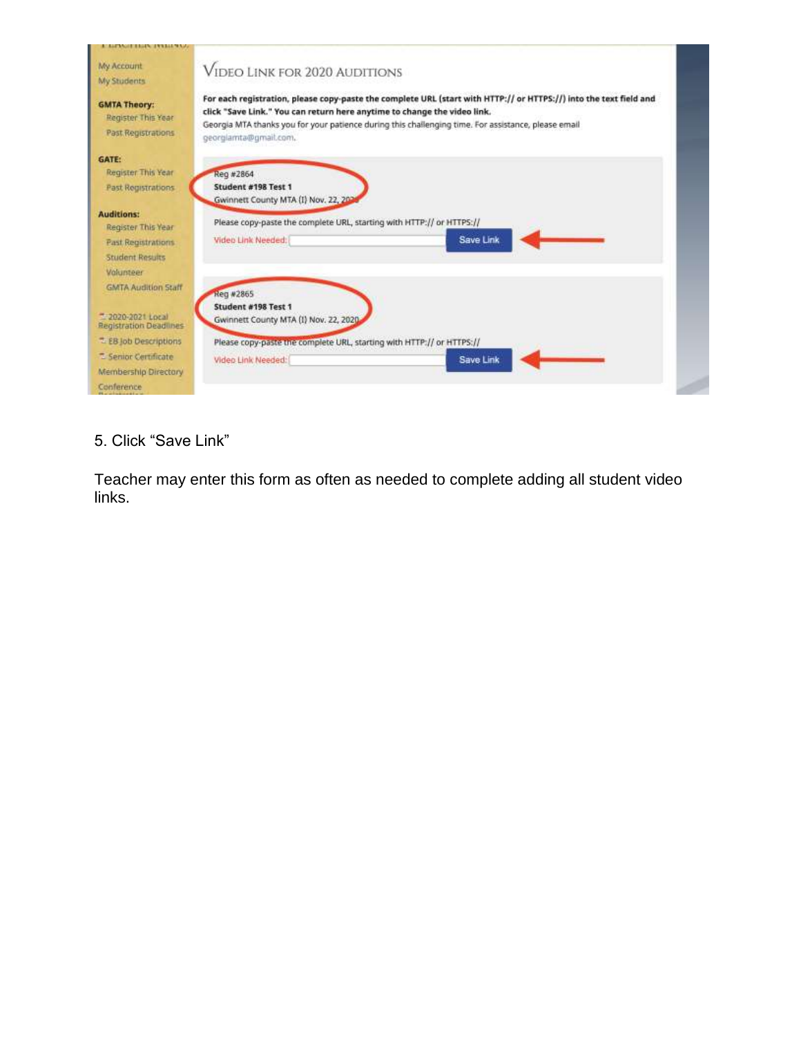5. Click “Save Link”

Teacher may enter this form as often as needed to complete adding all student video links.